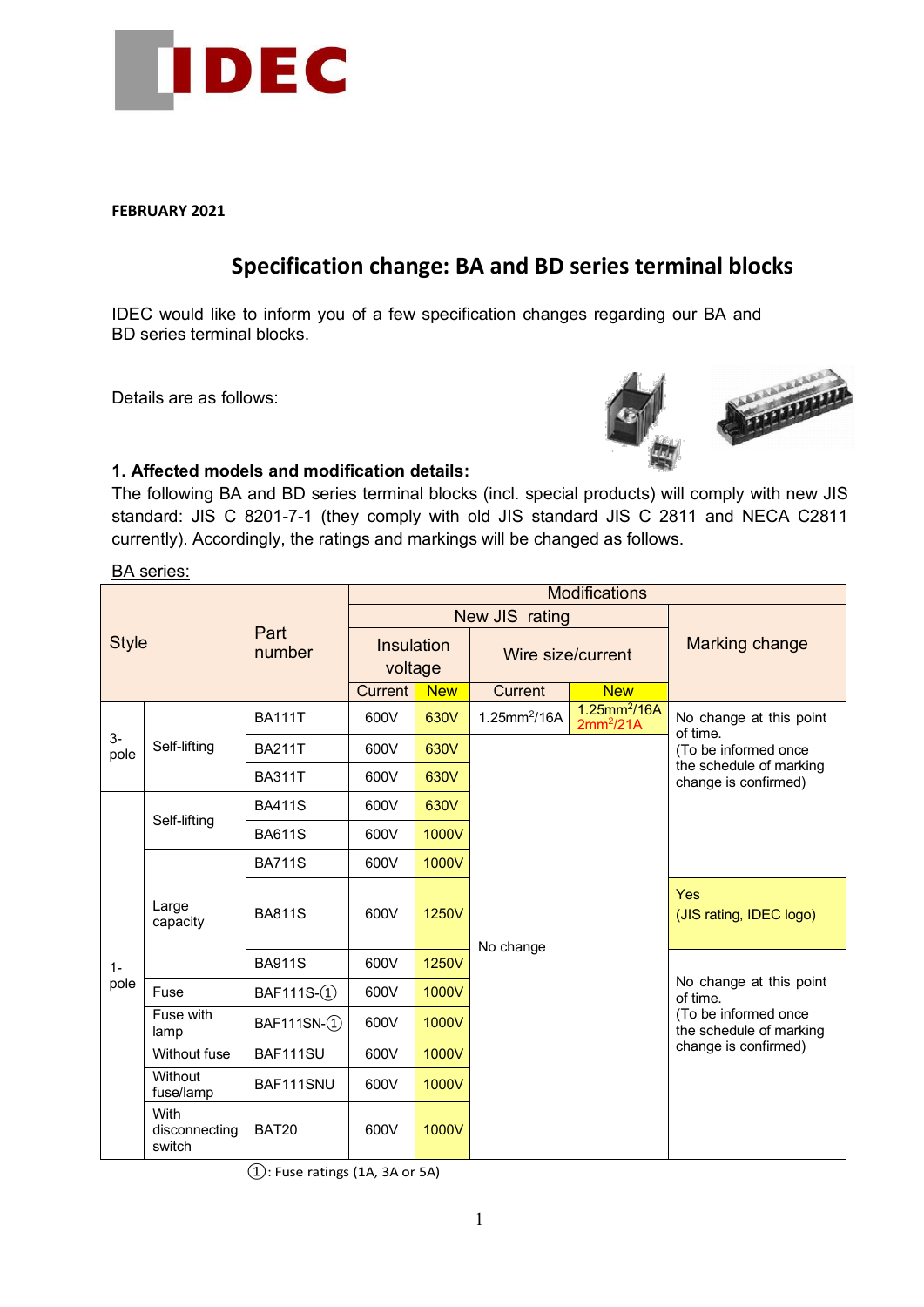FEBRUARY 2021

# Specification change: BA and BD series terminal blocks

IDEC would like to inform you of a few specification changes regarding our BA and BD series terminal blocks.

Details are as follows:

### 1. Affected models and modification details:

The following BA and BD series terminal blocks (incl. special products) will comply with new JIS standard: JIS C 8201-7-1 (they comply with old JIS standard JIS C 2811 and NECA C2811 currently). Accordingly, the ratings and markings will be changed as follows.

BA series:

| Style | | Part number | Modifications | | | | |
|---|---|---|---|---|---|---|---|
| | | | New JIS rating | | | | Marking change |
| | | | Insulation voltage | | Wire size/current | | |
| | | | Current | New | Current | New | |
| 3-pole | Self-lifting | BA111T | 600V | 630V | $1.25mm^2$/16A | $1.25mm^2$/16A $2mm^2$/21A | No change at this point of time. (To be informed once the schedule of marking change is confirmed) |
| | | BA211T | 600V | 630V | No change | | |
| | | BA311T | 600V | 630V | | | |
| 1-pole | Self-lifting | BA411S | 600V | 630V | | | |
| | | BA611S | 600V | 1000V | | | |
| | Large capacity | BA711S | 600V | 1000V | | | |
| | | BA811S | 600V | 1250V | | | Yes (JIS rating, IDEC logo) |
| | | BA911S | 600V | 1250V | | | No change at this point of time. (To be informed once the schedule of marking change is confirmed) |
| | Fuse | BAF111S-① | 600V | 1000V | | | |
| | Fuse with lamp | BAF111SN-① | 600V | 1000V | | | |
| | Without fuse | BAF111SU | 600V | 1000V | | | |
| | Without fuse/lamp | BAF111SNU | 600V | 1000V | | | |
| | With disconnecting switch | BAT20 | 600V | 1000V | | | |

①: Fuse ratings (1A, 3A or 5A)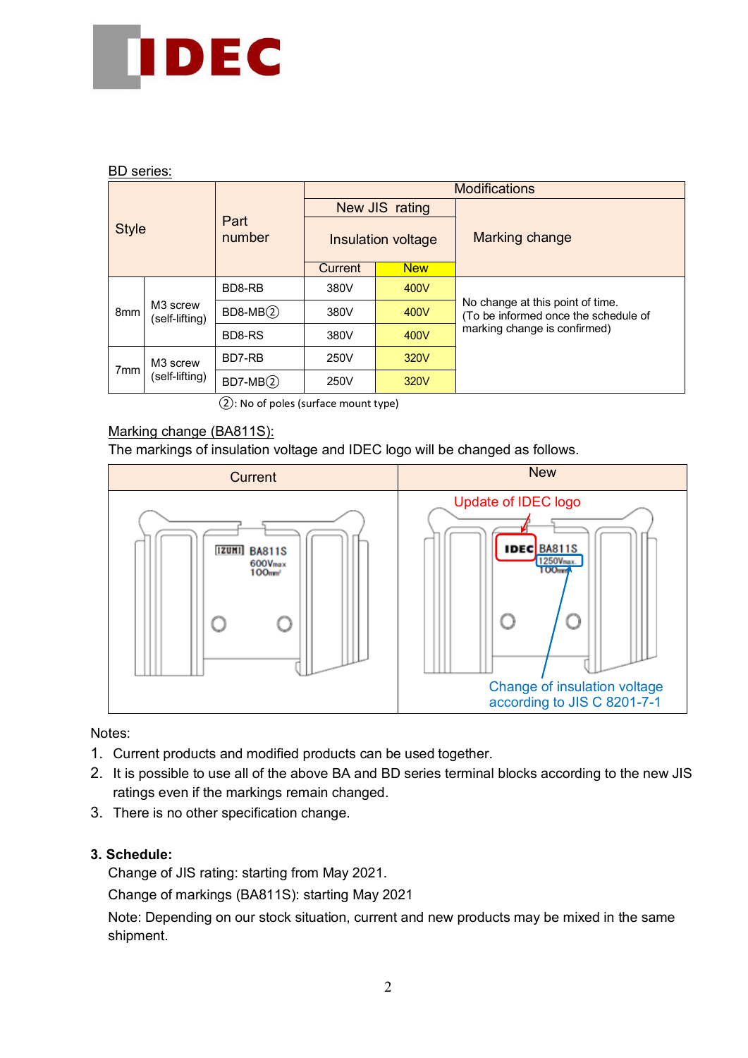BD series:

| Style | | Part number | Modifications | | |
|---|---|---|---|---|---|
| | | | New JIS rating | | Marking change |
| | | | Insulation voltage | | |
| | | | Current | New | |
| 8mm | M3 screw (self-lifting) | BD8-RB | 380V | 400V | No change at this point of time. (To be informed once the schedule of marking change is confirmed) |
| | | BD8-MB② | 380V | 400V | |
| | | BD8-RS | 380V | 400V | |
| 7mm | M3 screw (self-lifting) | BD7-RB | 250V | 320V | |
| | | BD7-MB② | 250V | 320V | |

②: No of poles (surface mount type)

Marking change (BA811S):

The markings of insulation voltage and IDEC logo will be changed as follows.

| Current | New |
|---|---|
| IZUMI BA811S 600Vmax 100mm² | Update of IDEC logo — IDEC BA811S 1250Vmax. 100mm² — Change of insulation voltage according to JIS C 8201-7-1 |

Notes:

1. Current products and modified products can be used together.
2. It is possible to use all of the above BA and BD series terminal blocks according to the new JIS ratings even if the markings remain changed.
3. There is no other specification change.

**3. Schedule:**

Change of JIS rating: starting from May 2021.

Change of markings (BA811S): starting May 2021

Note: Depending on our stock situation, current and new products may be mixed in the same shipment.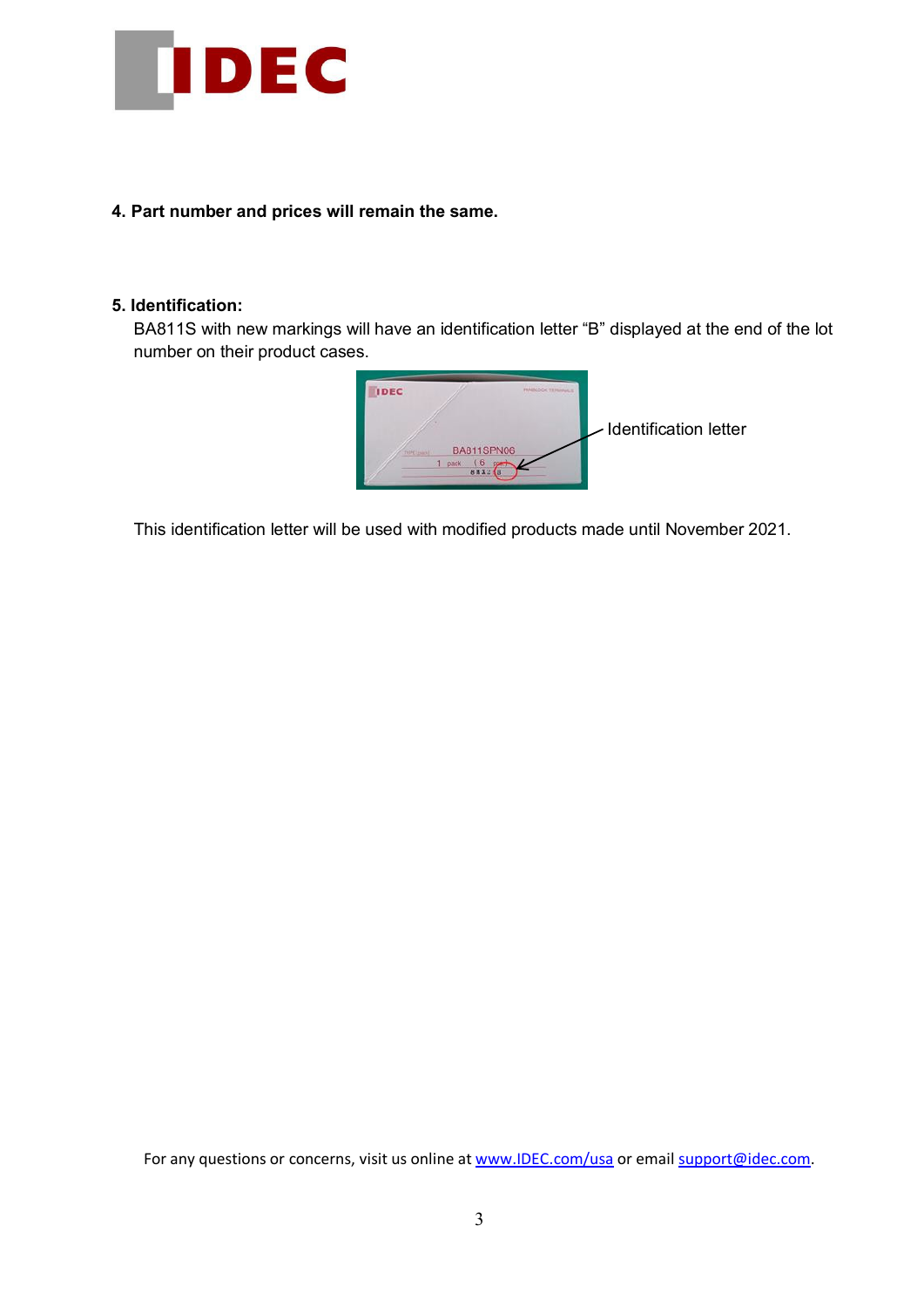**4. Part number and prices will remain the same.**

**5. Identification:**

BA811S with new markings will have an identification letter “B” displayed at the end of the lot number on their product cases.

Identification letter

This identification letter will be used with modified products made until November 2021.

For any questions or concerns, visit us online at www.IDEC.com/usa or email support@idec.com.